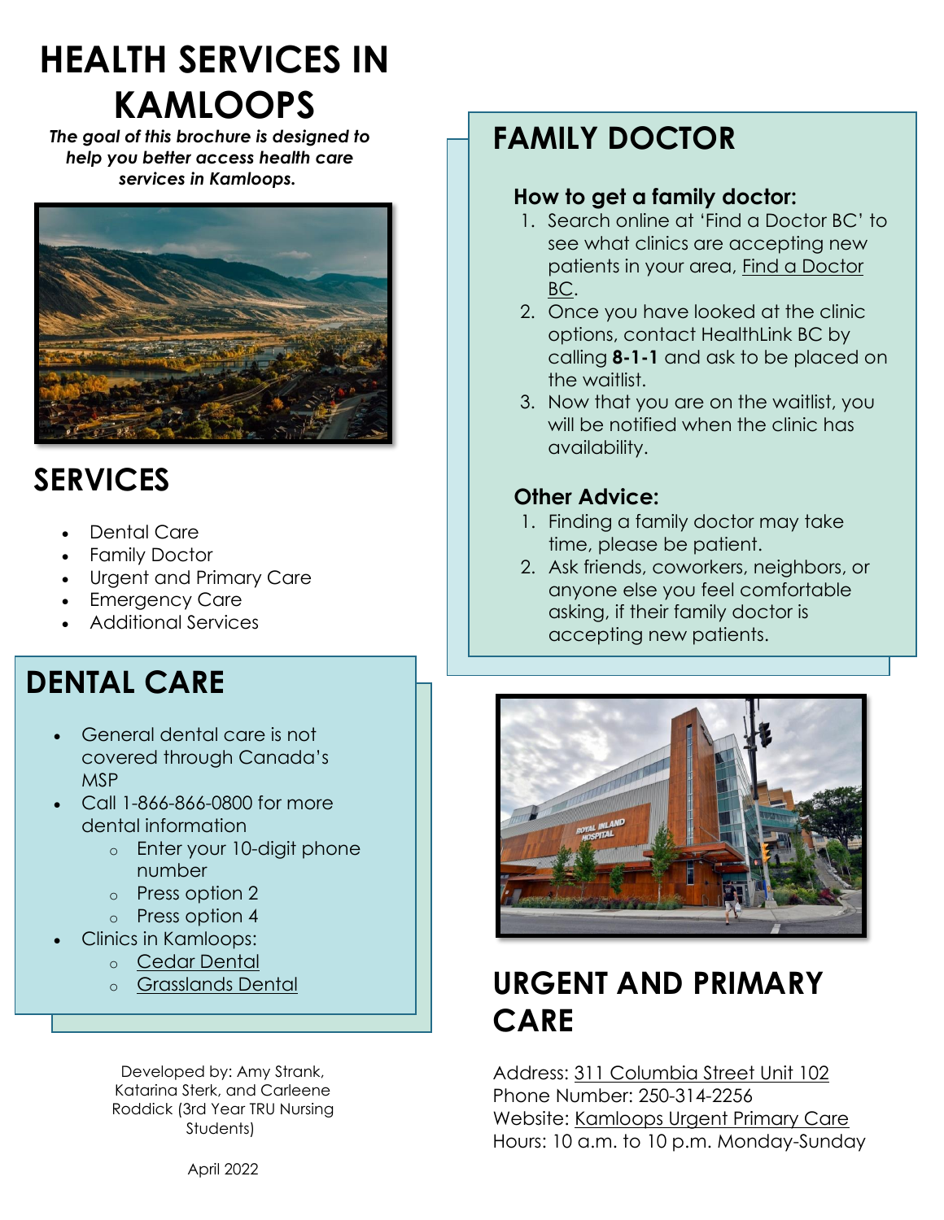# HEALTH SERVICES IN KAMLOOPS

***The goal of this brochure is designed to help you better access health care services in Kamloops.***

## SERVICES

- Dental Care
- Family Doctor
- Urgent and Primary Care
- Emergency Care
- Additional Services

## DENTAL CARE

- General dental care is not covered through Canada's MSP
- Call 1-866-866-0800 for more dental information
  - Enter your 10-digit phone number
  - Press option 2
  - Press option 4
- Clinics in Kamloops:
  - Cedar Dental
  - Grasslands Dental

Developed by: Amy Strank, Katarina Sterk, and Carleene Roddick (3rd Year TRU Nursing Students)

April 2022

## FAMILY DOCTOR

### How to get a family doctor:

1. Search online at 'Find a Doctor BC' to see what clinics are accepting new patients in your area, Find a Doctor BC.
2. Once you have looked at the clinic options, contact HealthLink BC by calling **8-1-1** and ask to be placed on the waitlist.
3. Now that you are on the waitlist, you will be notified when the clinic has availability.

### Other Advice:

1. Finding a family doctor may take time, please be patient.
2. Ask friends, coworkers, neighbors, or anyone else you feel comfortable asking, if their family doctor is accepting new patients.

## URGENT AND PRIMARY CARE

Address: 311 Columbia Street Unit 102
Phone Number: 250-314-2256
Website: Kamloops Urgent Primary Care
Hours: 10 a.m. to 10 p.m. Monday-Sunday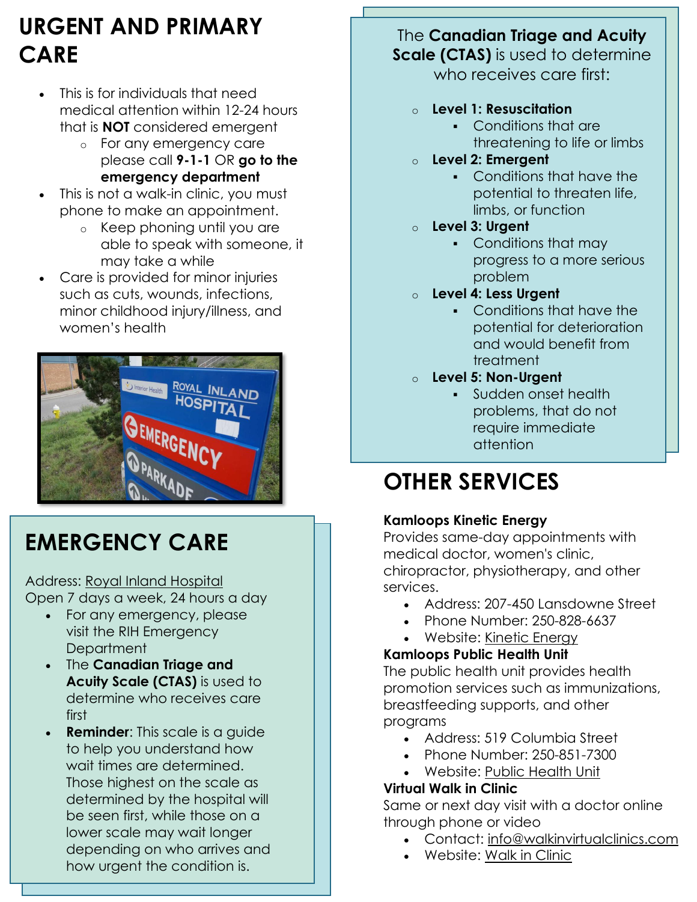# URGENT AND PRIMARY CARE

- This is for individuals that need medical attention within 12-24 hours that is **NOT** considered emergent
  - For any emergency care please call **9-1-1** OR **go to the emergency department**
- This is not a walk-in clinic, you must phone to make an appointment.
  - Keep phoning until you are able to speak with someone, it may take a while
- Care is provided for minor injuries such as cuts, wounds, infections, minor childhood injury/illness, and women's health

## EMERGENCY CARE

Address: Royal Inland Hospital
Open 7 days a week, 24 hours a day

- For any emergency, please visit the RIH Emergency Department
- The **Canadian Triage and Acuity Scale (CTAS)** is used to determine who receives care first
- **Reminder**: This scale is a guide to help you understand how wait times are determined. Those highest on the scale as determined by the hospital will be seen first, while those on a lower scale may wait longer depending on who arrives and how urgent the condition is.

The **Canadian Triage and Acuity Scale (CTAS)** is used to determine who receives care first:

- **Level 1: Resuscitation**
  - Conditions that are threatening to life or limbs
- **Level 2: Emergent**
  - Conditions that have the potential to threaten life, limbs, or function
- **Level 3: Urgent**
  - Conditions that may progress to a more serious problem
- **Level 4: Less Urgent**
  - Conditions that have the potential for deterioration and would benefit from treatment
- **Level 5: Non-Urgent**
  - Sudden onset health problems, that do not require immediate attention

# OTHER SERVICES

**Kamloops Kinetic Energy**
Provides same-day appointments with medical doctor, women's clinic, chiropractor, physiotherapy, and other services.

- Address: 207-450 Lansdowne Street
- Phone Number: 250-828-6637
- Website: Kinetic Energy

**Kamloops Public Health Unit**
The public health unit provides health promotion services such as immunizations, breastfeeding supports, and other programs

- Address: 519 Columbia Street
- Phone Number: 250-851-7300
- Website: Public Health Unit

**Virtual Walk in Clinic**
Same or next day visit with a doctor online through phone or video

- Contact: info@walkinvirtualclinics.com
- Website: Walk in Clinic